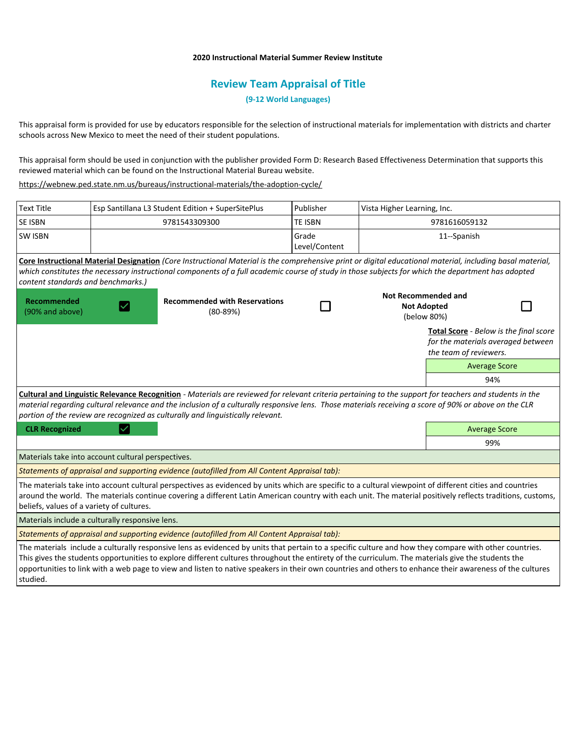**2020 Instructional Material Summer Review Institute**

## Review Team Appraisal of Title

**(9-12 World Languages)**

This appraisal form is provided for use by educators responsible for the selection of instructional materials for implementation with districts and charter schools across New Mexico to meet the need of their student populations.

This appraisal form should be used in conjunction with the publisher provided Form D: Research Based Effectiveness Determination that supports this reviewed material which can be found on the Instructional Material Bureau website.

https://webnew.ped.state.nm.us/bureaus/instructional-materials/the-adoption-cycle/

| Text Title | Esp Santillana L3 Student Edition + SuperSitePlus | Publisher | Vista Higher Learning, Inc. |
|---|---|---|---|
| SE ISBN | 9781543309300 | TE ISBN | 9781616059132 |
| SW ISBN | | Grade Level/Content | 11--Spanish |

**Core Instructional Material Designation** *(Core Instructional Material is the comprehensive print or digital educational material, including basal material, which constitutes the necessary instructional components of a full academic course of study in those subjects for which the department has adopted content standards and benchmarks.)*

| Recommended (90% and above) | ☑ | Recommended with Reservations (80-89%) | ☐ | Not Recommended and Not Adopted (below 80%) | ☐ |
|---|---|---|---|---|---|

**Total Score** - *Below is the final score for the materials averaged between the team of reviewers.*

| Average Score |
|---|
| 94% |

**Cultural and Linguistic Relevance Recognition** - *Materials are reviewed for relevant criteria pertaining to the support for teachers and students in the material regarding cultural relevance and the inclusion of a culturally responsive lens. Those materials receiving a score of 90% or above on the CLR portion of the review are recognized as culturally and linguistically relevant.*

| CLR Recognized | ☑ |
|---|---|

| Average Score |
|---|
| 99% |

Materials take into account cultural perspectives.

*Statements of appraisal and supporting evidence (autofilled from All Content Appraisal tab):*

The materials take into account cultural perspectives as evidenced by units which are specific to a cultural viewpoint of different cities and countries around the world. The materials continue covering a different Latin American country with each unit. The material positively reflects traditions, customs, beliefs, values of a variety of cultures.

Materials include a culturally responsive lens.

*Statements of appraisal and supporting evidence (autofilled from All Content Appraisal tab):*

The materials include a culturally responsive lens as evidenced by units that pertain to a specific culture and how they compare with other countries. This gives the students opportunities to explore different cultures throughout the entirety of the curriculum. The materials give the students the opportunities to link with a web page to view and listen to native speakers in their own countries and others to enhance their awareness of the cultures studied.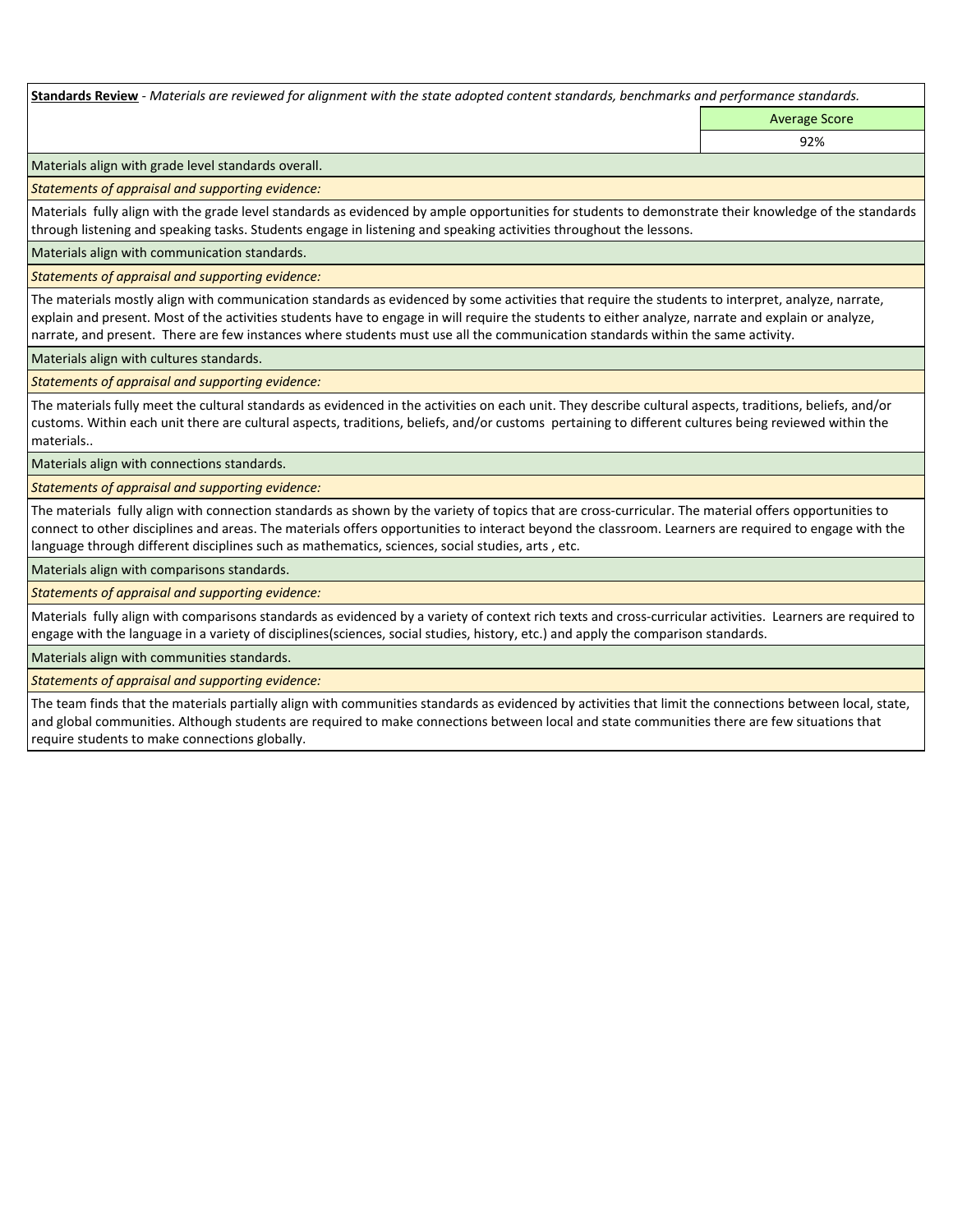**Standards Review** - *Materials are reviewed for alignment with the state adopted content standards, benchmarks and performance standards.*

| | Average Score |
|---|---|
| | 92% |

Materials align with grade level standards overall.

*Statements of appraisal and supporting evidence:*

Materials  fully align with the grade level standards as evidenced by ample opportunities for students to demonstrate their knowledge of the standards through listening and speaking tasks. Students engage in listening and speaking activities throughout the lessons.

Materials align with communication standards.

*Statements of appraisal and supporting evidence:*

The materials mostly align with communication standards as evidenced by some activities that require the students to interpret, analyze, narrate, explain and present. Most of the activities students have to engage in will require the students to either analyze, narrate and explain or analyze, narrate, and present.  There are few instances where students must use all the communication standards within the same activity.

Materials align with cultures standards.

*Statements of appraisal and supporting evidence:*

The materials fully meet the cultural standards as evidenced in the activities on each unit. They describe cultural aspects, traditions, beliefs, and/or customs. Within each unit there are cultural aspects, traditions, beliefs, and/or customs  pertaining to different cultures being reviewed within the materials..

Materials align with connections standards.

*Statements of appraisal and supporting evidence:*

The materials  fully align with connection standards as shown by the variety of topics that are cross-curricular. The material offers opportunities to connect to other disciplines and areas. The materials offers opportunities to interact beyond the classroom. Learners are required to engage with the language through different disciplines such as mathematics, sciences, social studies, arts , etc.

Materials align with comparisons standards.

*Statements of appraisal and supporting evidence:*

Materials  fully align with comparisons standards as evidenced by a variety of context rich texts and cross-curricular activities.  Learners are required to engage with the language in a variety of disciplines(sciences, social studies, history, etc.) and apply the comparison standards.

Materials align with communities standards.

*Statements of appraisal and supporting evidence:*

The team finds that the materials partially align with communities standards as evidenced by activities that limit the connections between local, state, and global communities. Although students are required to make connections between local and state communities there are few situations that require students to make connections globally.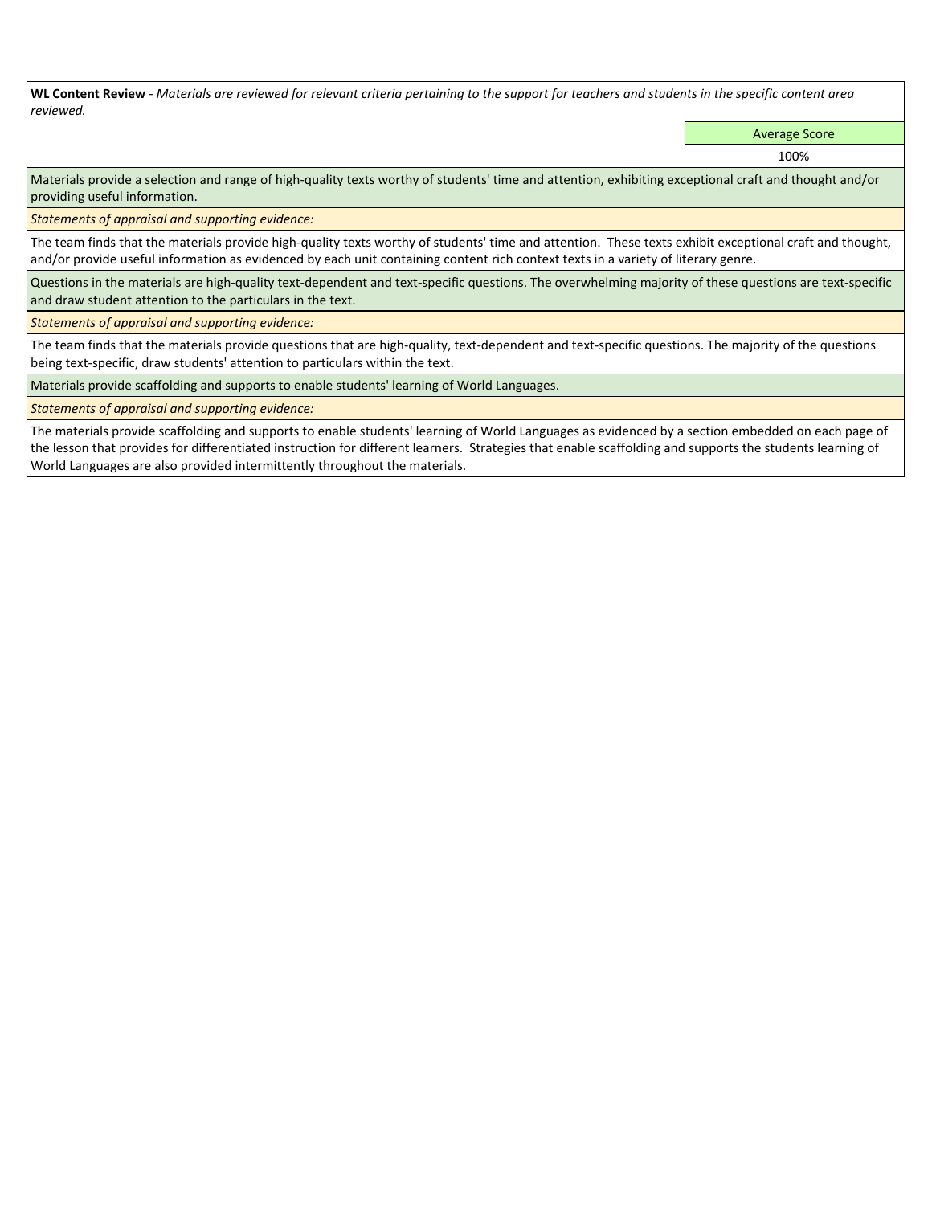**WL Content Review** - *Materials are reviewed for relevant criteria pertaining to the support for teachers and students in the specific content area reviewed.*

| Average Score |
|---|
| 100% |

Materials provide a selection and range of high-quality texts worthy of students' time and attention, exhibiting exceptional craft and thought and/or providing useful information.

*Statements of appraisal and supporting evidence:*

The team finds that the materials provide high-quality texts worthy of students' time and attention. These texts exhibit exceptional craft and thought, and/or provide useful information as evidenced by each unit containing content rich context texts in a variety of literary genre.

Questions in the materials are high-quality text-dependent and text-specific questions. The overwhelming majority of these questions are text-specific and draw student attention to the particulars in the text.

*Statements of appraisal and supporting evidence:*

The team finds that the materials provide questions that are high-quality, text-dependent and text-specific questions. The majority of the questions being text-specific, draw students' attention to particulars within the text.

Materials provide scaffolding and supports to enable students' learning of World Languages.

*Statements of appraisal and supporting evidence:*

The materials provide scaffolding and supports to enable students' learning of World Languages as evidenced by a section embedded on each page of the lesson that provides for differentiated instruction for different learners. Strategies that enable scaffolding and supports the students learning of World Languages are also provided intermittently throughout the materials.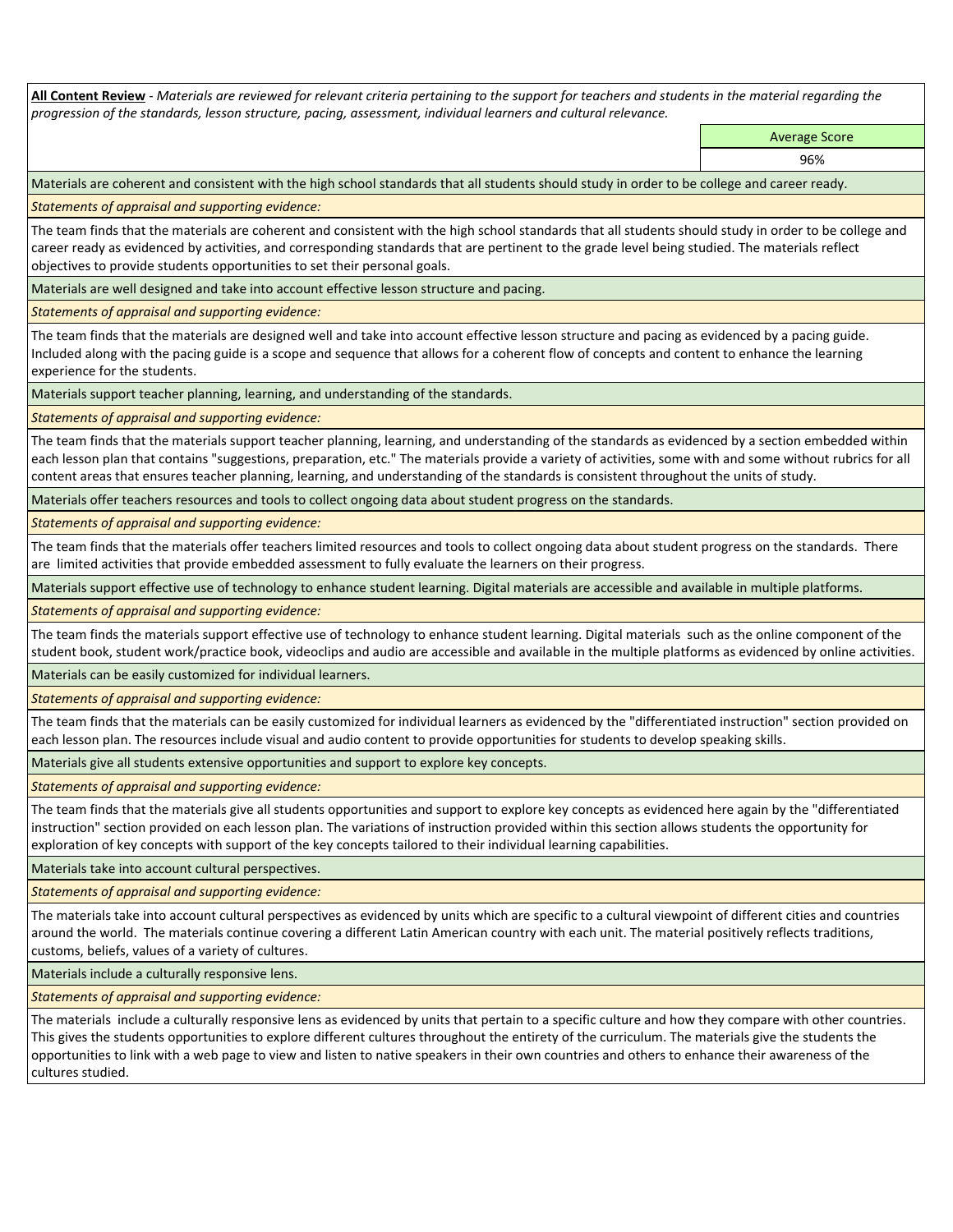**All Content Review** - *Materials are reviewed for relevant criteria pertaining to the support for teachers and students in the material regarding the progression of the standards, lesson structure, pacing, assessment, individual learners and cultural relevance.*

| | Average Score |
|---|---|
| | 96% |

Materials are coherent and consistent with the high school standards that all students should study in order to be college and career ready.

*Statements of appraisal and supporting evidence:*

The team finds that the materials are coherent and consistent with the high school standards that all students should study in order to be college and career ready as evidenced by activities, and corresponding standards that are pertinent to the grade level being studied. The materials reflect objectives to provide students opportunities to set their personal goals.

Materials are well designed and take into account effective lesson structure and pacing.

*Statements of appraisal and supporting evidence:*

The team finds that the materials are designed well and take into account effective lesson structure and pacing as evidenced by a pacing guide. Included along with the pacing guide is a scope and sequence that allows for a coherent flow of concepts and content to enhance the learning experience for the students.

Materials support teacher planning, learning, and understanding of the standards.

*Statements of appraisal and supporting evidence:*

The team finds that the materials support teacher planning, learning, and understanding of the standards as evidenced by a section embedded within each lesson plan that contains "suggestions, preparation, etc." The materials provide a variety of activities, some with and some without rubrics for all content areas that ensures teacher planning, learning, and understanding of the standards is consistent throughout the units of study.

Materials offer teachers resources and tools to collect ongoing data about student progress on the standards.

*Statements of appraisal and supporting evidence:*

The team finds that the materials offer teachers limited resources and tools to collect ongoing data about student progress on the standards. There are limited activities that provide embedded assessment to fully evaluate the learners on their progress.

Materials support effective use of technology to enhance student learning. Digital materials are accessible and available in multiple platforms.

*Statements of appraisal and supporting evidence:*

The team finds the materials support effective use of technology to enhance student learning. Digital materials such as the online component of the student book, student work/practice book, videoclips and audio are accessible and available in the multiple platforms as evidenced by online activities.

Materials can be easily customized for individual learners.

*Statements of appraisal and supporting evidence:*

The team finds that the materials can be easily customized for individual learners as evidenced by the "differentiated instruction" section provided on each lesson plan. The resources include visual and audio content to provide opportunities for students to develop speaking skills.

Materials give all students extensive opportunities and support to explore key concepts.

*Statements of appraisal and supporting evidence:*

The team finds that the materials give all students opportunities and support to explore key concepts as evidenced here again by the "differentiated instruction" section provided on each lesson plan. The variations of instruction provided within this section allows students the opportunity for exploration of key concepts with support of the key concepts tailored to their individual learning capabilities.

Materials take into account cultural perspectives.

*Statements of appraisal and supporting evidence:*

The materials take into account cultural perspectives as evidenced by units which are specific to a cultural viewpoint of different cities and countries around the world. The materials continue covering a different Latin American country with each unit. The material positively reflects traditions, customs, beliefs, values of a variety of cultures.

Materials include a culturally responsive lens.

*Statements of appraisal and supporting evidence:*

The materials include a culturally responsive lens as evidenced by units that pertain to a specific culture and how they compare with other countries. This gives the students opportunities to explore different cultures throughout the entirety of the curriculum. The materials give the students the opportunities to link with a web page to view and listen to native speakers in their own countries and others to enhance their awareness of the cultures studied.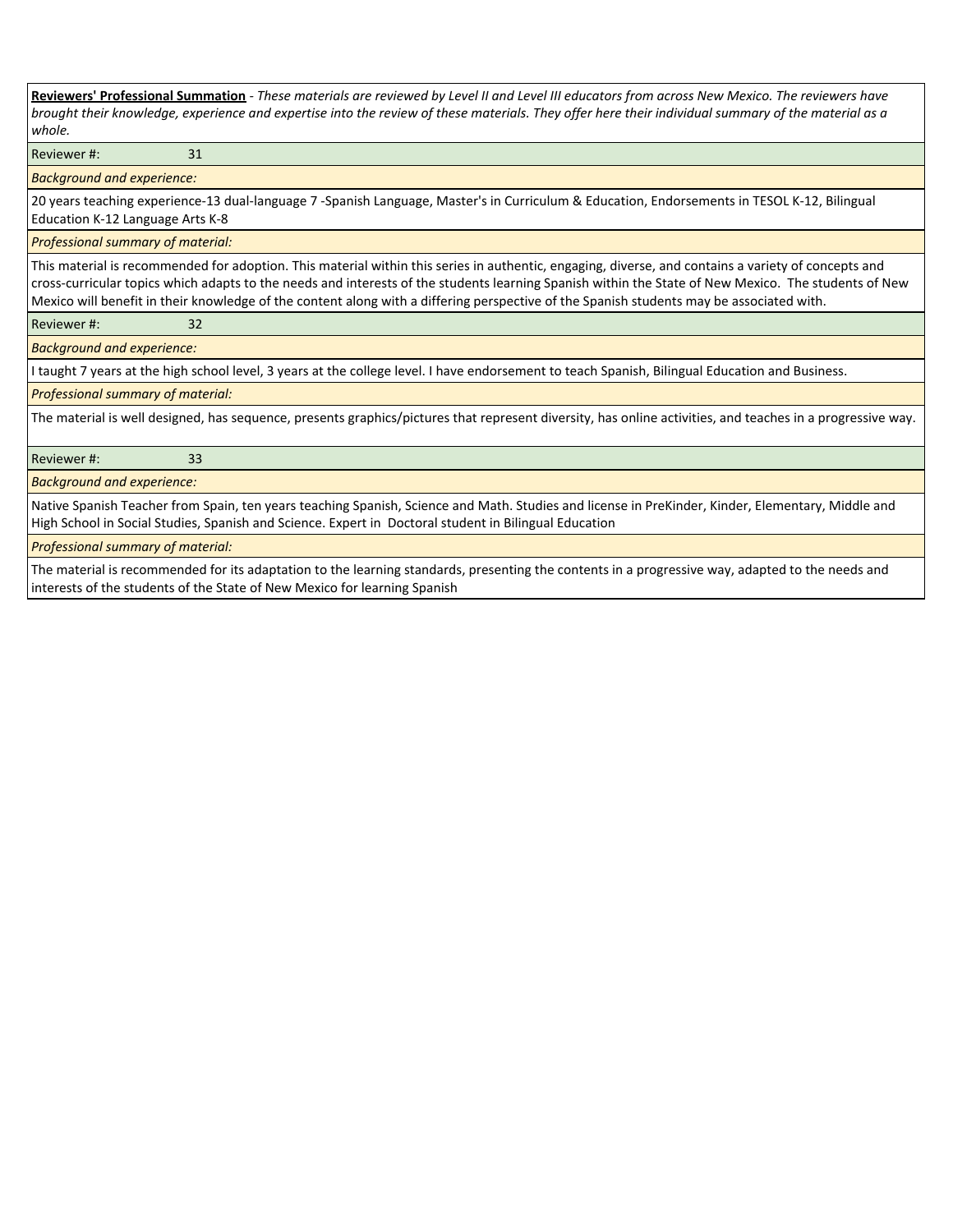**Reviewers' Professional Summation** - *These materials are reviewed by Level II and Level III educators from across New Mexico. The reviewers have brought their knowledge, experience and expertise into the review of these materials. They offer here their individual summary of the material as a whole.*

Reviewer #: 31

*Background and experience:*

20 years teaching experience-13 dual-language 7 -Spanish Language, Master's in Curriculum & Education, Endorsements in TESOL K-12, Bilingual Education K-12 Language Arts K-8

*Professional summary of material:*

This material is recommended for adoption. This material within this series in authentic, engaging, diverse, and contains a variety of concepts and cross-curricular topics which adapts to the needs and interests of the students learning Spanish within the State of New Mexico. The students of New Mexico will benefit in their knowledge of the content along with a differing perspective of the Spanish students may be associated with.

Reviewer #: 32

*Background and experience:*

I taught 7 years at the high school level, 3 years at the college level. I have endorsement to teach Spanish, Bilingual Education and Business.

*Professional summary of material:*

The material is well designed, has sequence, presents graphics/pictures that represent diversity, has online activities, and teaches in a progressive way.

Reviewer #: 33

*Background and experience:*

Native Spanish Teacher from Spain, ten years teaching Spanish, Science and Math. Studies and license in PreKinder, Kinder, Elementary, Middle and High School in Social Studies, Spanish and Science. Expert in Doctoral student in Bilingual Education

*Professional summary of material:*

The material is recommended for its adaptation to the learning standards, presenting the contents in a progressive way, adapted to the needs and interests of the students of the State of New Mexico for learning Spanish